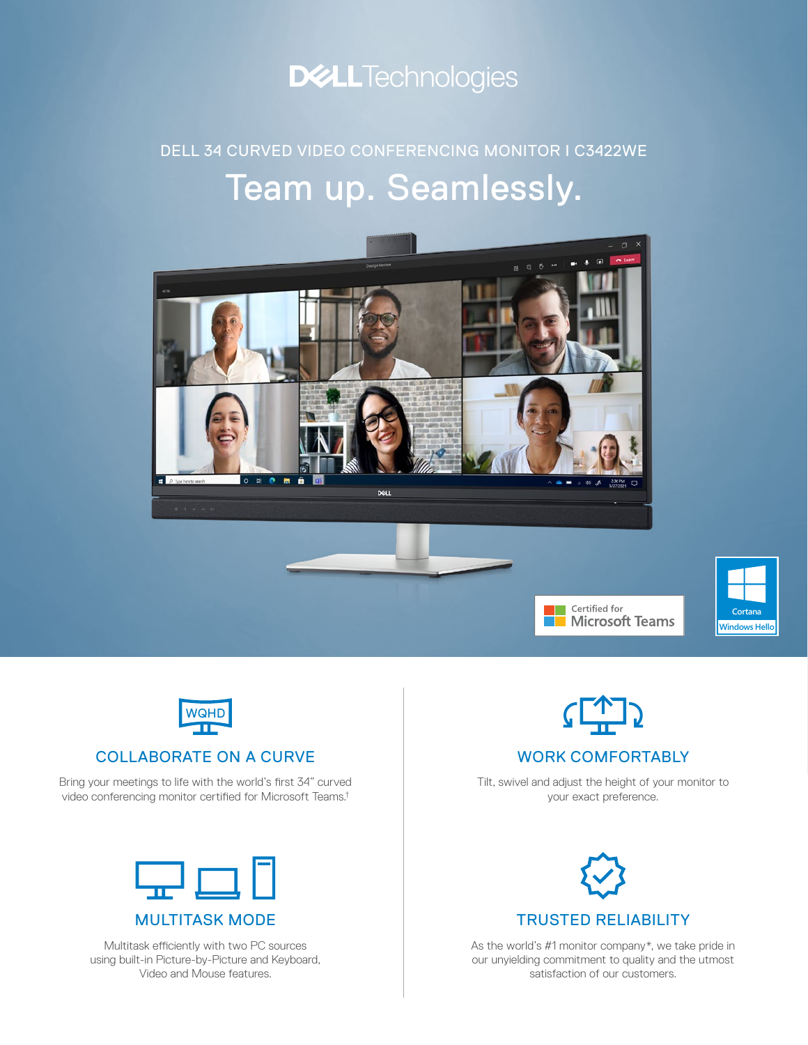DELL Technologies

DELL 34 CURVED VIDEO CONFERENCING MONITOR I C3422WE

# Team up. Seamlessly.

Certified for Microsoft Teams

Cortana Windows Hello

## COLLABORATE ON A CURVE

Bring your meetings to life with the world's first 34" curved video conferencing monitor certified for Microsoft Teams.[†]

## WORK COMFORTABLY

Tilt, swivel and adjust the height of your monitor to your exact preference.

## MULTITASK MODE

Multitask efficiently with two PC sources using built-in Picture-by-Picture and Keyboard, Video and Mouse features.

## TRUSTED RELIABILITY

As the world's #1 monitor company*, we take pride in our unyielding commitment to quality and the utmost satisfaction of our customers.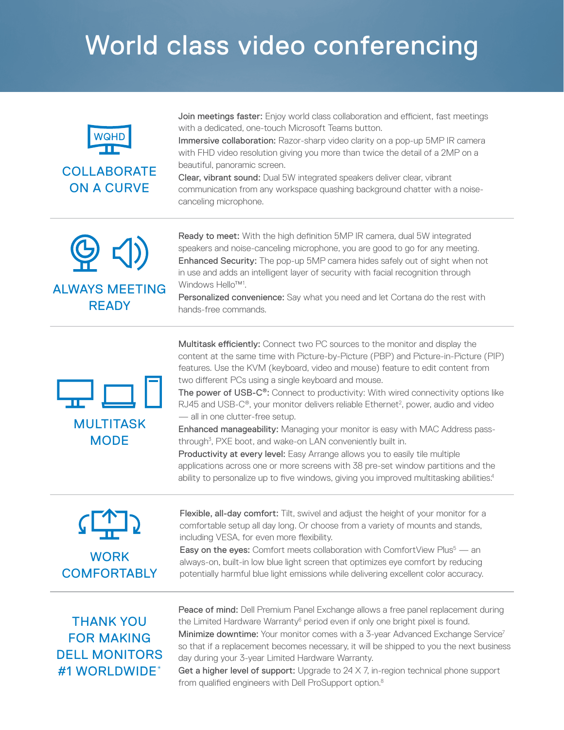# World class video conferencing

## COLLABORATE ON A CURVE

**Join meetings faster:** Enjoy world class collaboration and efficient, fast meetings with a dedicated, one-touch Microsoft Teams button.

**Immersive collaboration:** Razor-sharp video clarity on a pop-up 5MP IR camera with FHD video resolution giving you more than twice the detail of a 2MP on a beautiful, panoramic screen.

**Clear, vibrant sound:** Dual 5W integrated speakers deliver clear, vibrant communication from any workspace quashing background chatter with a noise-canceling microphone.

## ALWAYS MEETING READY

**Ready to meet:** With the high definition 5MP IR camera, dual 5W integrated speakers and noise-canceling microphone, you are good to go for any meeting.

**Enhanced Security:** The pop-up 5MP camera hides safely out of sight when not in use and adds an intelligent layer of security with facial recognition through Windows Hello™[1].

**Personalized convenience:** Say what you need and let Cortana do the rest with hands-free commands.

## MULTITASK MODE

**Multitask efficiently:** Connect two PC sources to the monitor and display the content at the same time with Picture-by-Picture (PBP) and Picture-in-Picture (PIP) features. Use the KVM (keyboard, video and mouse) feature to edit content from two different PCs using a single keyboard and mouse.

**The power of USB-C®:** Connect to productivity: With wired connectivity options like RJ45 and USB-C®, your monitor delivers reliable Ethernet[2], power, audio and video — all in one clutter-free setup.

**Enhanced manageability:** Managing your monitor is easy with MAC Address pass-through[3], PXE boot, and wake-on LAN conveniently built in.

**Productivity at every level:** Easy Arrange allows you to easily tile multiple applications across one or more screens with 38 pre-set window partitions and the ability to personalize up to five windows, giving you improved multitasking abilities.[4]

## WORK COMFORTABLY

**Flexible, all-day comfort:** Tilt, swivel and adjust the height of your monitor for a comfortable setup all day long. Or choose from a variety of mounts and stands, including VESA, for even more flexibility.

**Easy on the eyes:** Comfort meets collaboration with ComfortView Plus[5] — an always-on, built-in low blue light screen that optimizes eye comfort by reducing potentially harmful blue light emissions while delivering excellent color accuracy.

## THANK YOU FOR MAKING DELL MONITORS #1 WORLDWIDE*

**Peace of mind:** Dell Premium Panel Exchange allows a free panel replacement during the Limited Hardware Warranty[6] period even if only one bright pixel is found.

**Minimize downtime:** Your monitor comes with a 3-year Advanced Exchange Service[7] so that if a replacement becomes necessary, it will be shipped to you the next business day during your 3-year Limited Hardware Warranty.

**Get a higher level of support:** Upgrade to 24 X 7, in-region technical phone support from qualified engineers with Dell ProSupport option.[8]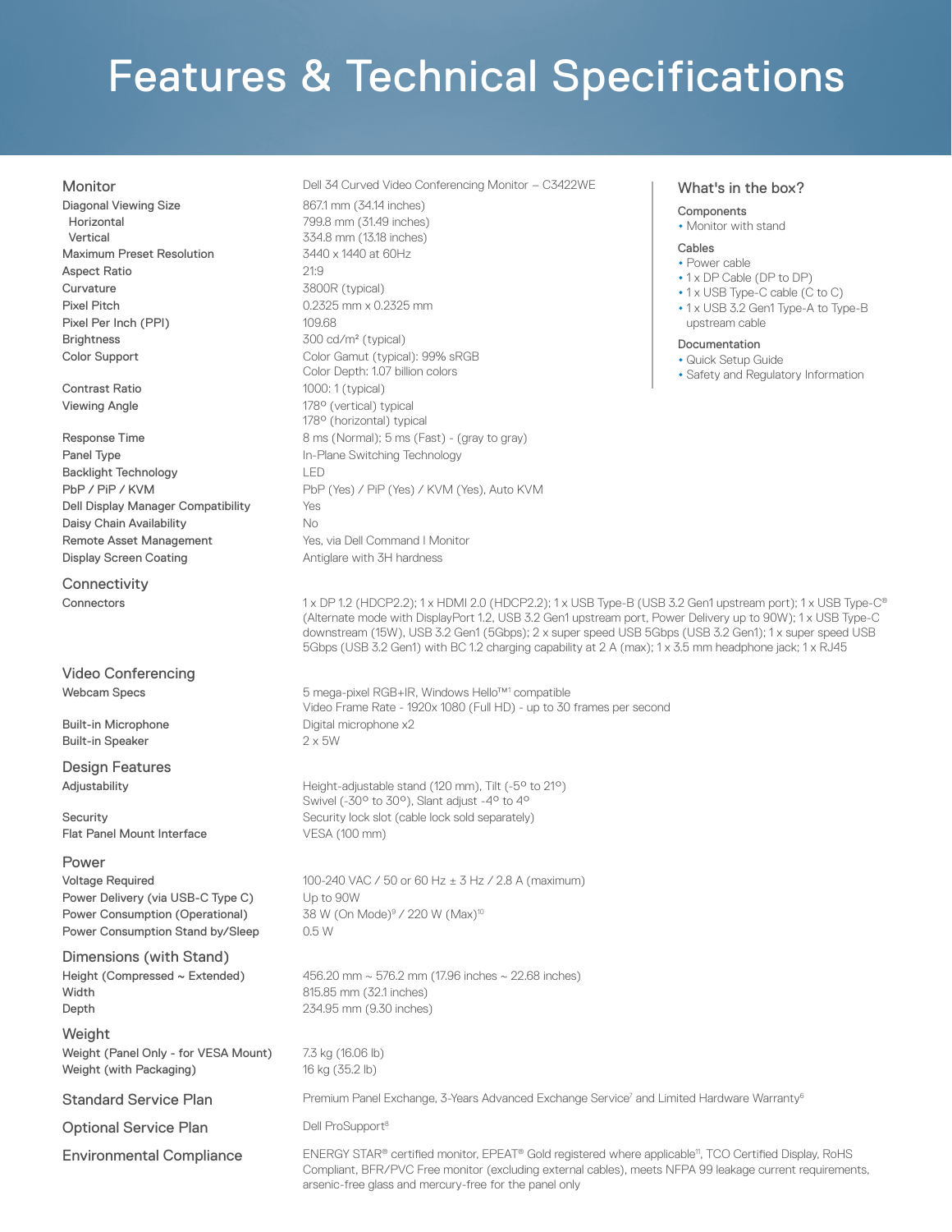# Features & Technical Specifications

| Monitor | Dell 34 Curved Video Conferencing Monitor – C3422WE |
|---|---|
| Diagonal Viewing Size | 867.1 mm (34.14 inches) |
| Horizontal | 799.8 mm (31.49 inches) |
| Vertical | 334.8 mm (13.18 inches) |
| Maximum Preset Resolution | 3440 x 1440 at 60Hz |
| Aspect Ratio | 21:9 |
| Curvature | 3800R (typical) |
| Pixel Pitch | 0.2325 mm x 0.2325 mm |
| Pixel Per Inch (PPI) | 109.68 |
| Brightness | 300 cd/m² (typical) |
| Color Support | Color Gamut (typical): 99% sRGB<br>Color Depth: 1.07 billion colors |
| Contrast Ratio | 1000: 1 (typical) |
| Viewing Angle | 178° (vertical) typical<br>178° (horizontal) typical |
| Response Time | 8 ms (Normal); 5 ms (Fast) - (gray to gray) |
| Panel Type | In-Plane Switching Technology |
| Backlight Technology | LED |
| PbP / PiP / KVM | PbP (Yes) / PiP (Yes) / KVM (Yes), Auto KVM |
| Dell Display Manager Compatibility | Yes |
| Daisy Chain Availability | No |
| Remote Asset Management | Yes, via Dell Command I Monitor |
| Display Screen Coating | Antiglare with 3H hardness |
| **Connectivity** | |
| Connectors | 1 x DP 1.2 (HDCP2.2); 1 x HDMI 2.0 (HDCP2.2); 1 x USB Type-B (USB 3.2 Gen1 upstream port); 1 x USB Type-C® (Alternate mode with DisplayPort 1.2, USB 3.2 Gen1 upstream port, Power Delivery up to 90W); 1 x USB Type-C downstream (15W), USB 3.2 Gen1 (5Gbps); 2 x super speed USB 5Gbps (USB 3.2 Gen1); 1 x super speed USB 5Gbps (USB 3.2 Gen1) with BC 1.2 charging capability at 2 A (max); 1 x 3.5 mm headphone jack; 1 x RJ45 |
| **Video Conferencing** | |
| Webcam Specs | 5 mega-pixel RGB+IR, Windows Hello™[1] compatible<br>Video Frame Rate - 1920x 1080 (Full HD) - up to 30 frames per second |
| Built-in Microphone | Digital microphone x2 |
| Built-in Speaker | 2 x 5W |
| **Design Features** | |
| Adjustability | Height-adjustable stand (120 mm), Tilt (-5° to 21°)<br>Swivel (-30° to 30°), Slant adjust -4° to 4° |
| Security | Security lock slot (cable lock sold separately) |
| Flat Panel Mount Interface | VESA (100 mm) |
| **Power** | |
| Voltage Required | 100-240 VAC / 50 or 60 Hz ± 3 Hz / 2.8 A (maximum) |
| Power Delivery (via USB-C Type C) | Up to 90W |
| Power Consumption (Operational) | 38 W (On Mode)[9] / 220 W (Max)[10] |
| Power Consumption Stand by/Sleep | 0.5 W |
| **Dimensions (with Stand)** | |
| Height (Compressed ~ Extended) | 456.20 mm ~ 576.2 mm (17.96 inches ~ 22.68 inches) |
| Width | 815.85 mm (32.1 inches) |
| Depth | 234.95 mm (9.30 inches) |
| **Weight** | |
| Weight (Panel Only - for VESA Mount) | 7.3 kg (16.06 lb) |
| Weight (with Packaging) | 16 kg (35.2 lb) |
| **Standard Service Plan** | Premium Panel Exchange, 3-Years Advanced Exchange Service[7] and Limited Hardware Warranty[6] |
| **Optional Service Plan** | Dell ProSupport[8] |
| **Environmental Compliance** | ENERGY STAR® certified monitor, EPEAT® Gold registered where applicable[11], TCO Certified Display, RoHS Compliant, BFR/PVC Free monitor (excluding external cables), meets NFPA 99 leakage current requirements, arsenic-free glass and mercury-free for the panel only |

## What's in the box?

### Components
- Monitor with stand

### Cables
- Power cable
- 1 x DP Cable (DP to DP)
- 1 x USB Type-C cable (C to C)
- 1 x USB 3.2 Gen1 Type-A to Type-B upstream cable

### Documentation
- Quick Setup Guide
- Safety and Regulatory Information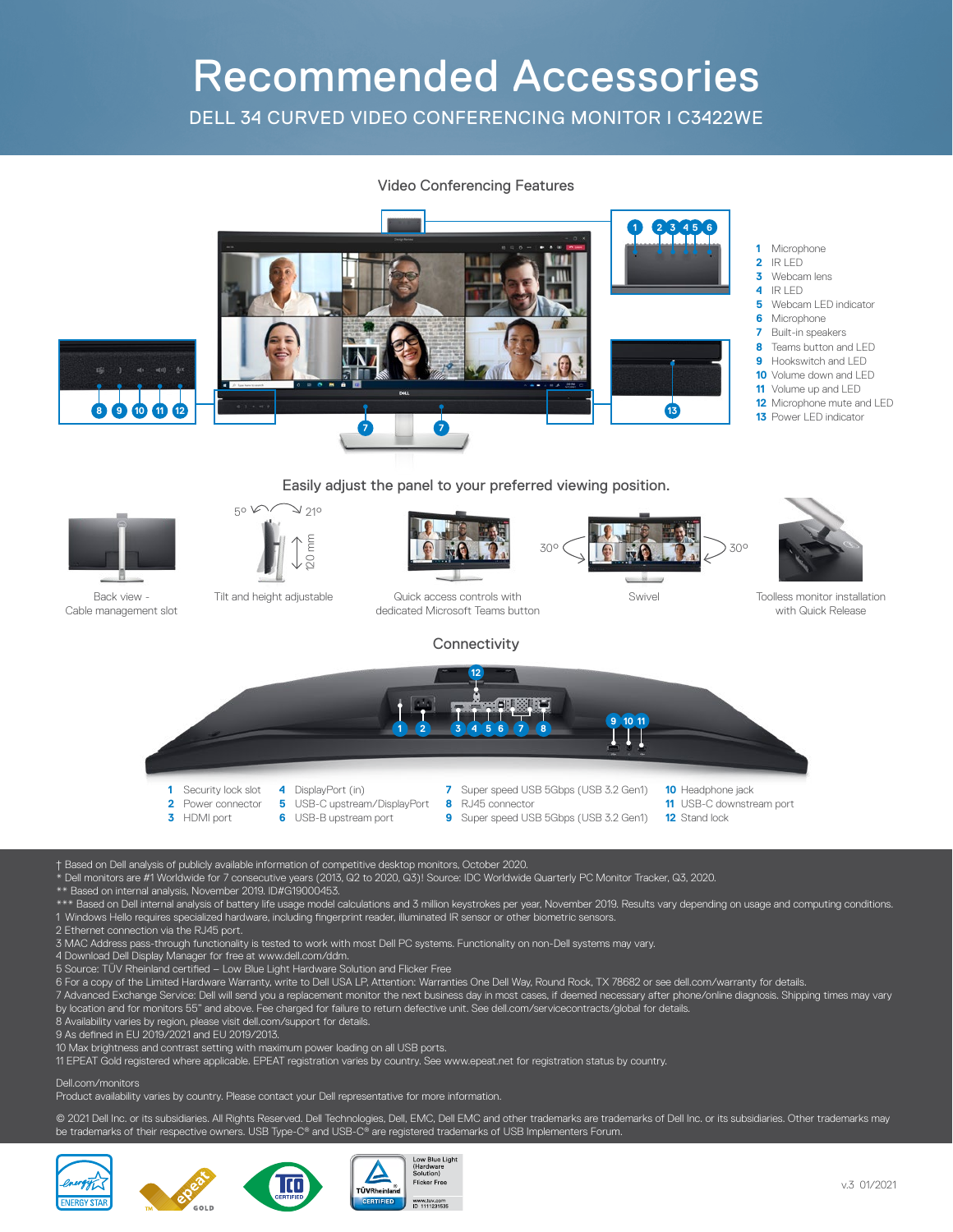# Recommended Accessories

DELL 34 CURVED VIDEO CONFERENCING MONITOR I C3422WE

## Video Conferencing Features

1. Microphone
2. IR LED
3. Webcam lens
4. IR LED
5. Webcam LED indicator
6. Microphone
7. Built-in speakers
8. Teams button and LED
9. Hookswitch and LED
10. Volume down and LED
11. Volume up and LED
12. Microphone mute and LED
13. Power LED indicator

## Easily adjust the panel to your preferred viewing position.

Back view - Cable management slot

5° 21° 120 mm

Tilt and height adjustable

Quick access controls with dedicated Microsoft Teams button

30° 30°

Swivel

Toolless monitor installation with Quick Release

## Connectivity

1. Security lock slot
2. Power connector
3. HDMI port
4. DisplayPort (in)
5. USB-C upstream/DisplayPort
6. USB-B upstream port
7. Super speed USB 5Gbps (USB 3.2 Gen1)
8. RJ45 connector
9. Super speed USB 5Gbps (USB 3.2 Gen1)
10. Headphone jack
11. USB-C downstream port
12. Stand lock

† Based on Dell analysis of publicly available information of competitive desktop monitors, October 2020.
* Dell monitors are #1 Worldwide for 7 consecutive years (2013, Q2 to 2020, Q3)! Source: IDC Worldwide Quarterly PC Monitor Tracker, Q3, 2020.
** Based on internal analysis, November 2019. ID#G19000453.
*** Based on Dell internal analysis of battery life usage model calculations and 3 million keystrokes per year, November 2019. Results vary depending on usage and computing conditions.
1 Windows Hello requires specialized hardware, including fingerprint reader, illuminated IR sensor or other biometric sensors.
2 Ethernet connection via the RJ45 port.
3 MAC Address pass-through functionality is tested to work with most Dell PC systems. Functionality on non-Dell systems may vary.
4 Download Dell Display Manager for free at www.dell.com/ddm.
5 Source: TÜV Rheinland certified – Low Blue Light Hardware Solution and Flicker Free
6 For a copy of the Limited Hardware Warranty, write to Dell USA LP, Attention: Warranties One Dell Way, Round Rock, TX 78682 or see dell.com/warranty for details.
7 Advanced Exchange Service: Dell will send you a replacement monitor the next business day in most cases, if deemed necessary after phone/online diagnosis. Shipping times may vary by location and for monitors 55" and above. Fee charged for failure to return defective unit. See dell.com/servicecontracts/global for details.
8 Availability varies by region, please visit dell.com/support for details.
9 As defined in EU 2019/2021 and EU 2019/2013.
10 Max brightness and contrast setting with maximum power loading on all USB ports.
11 EPEAT Gold registered where applicable. EPEAT registration varies by country. See www.epeat.net for registration status by country.

Dell.com/monitors
Product availability varies by country. Please contact your Dell representative for more information.

© 2021 Dell Inc. or its subsidiaries. All Rights Reserved. Dell Technologies, Dell, EMC, Dell EMC and other trademarks are trademarks of Dell Inc. or its subsidiaries. Other trademarks may be trademarks of their respective owners. USB Type-C® and USB-C® are registered trademarks of USB Implementers Forum.

ENERGY STAR

epeat GOLD

TCO CERTIFIED

TÜVRheinland CERTIFIED Low Blue Light (Hardware Solution) Flicker Free www.tuv.com ID 1111231535

v.3 01/2021